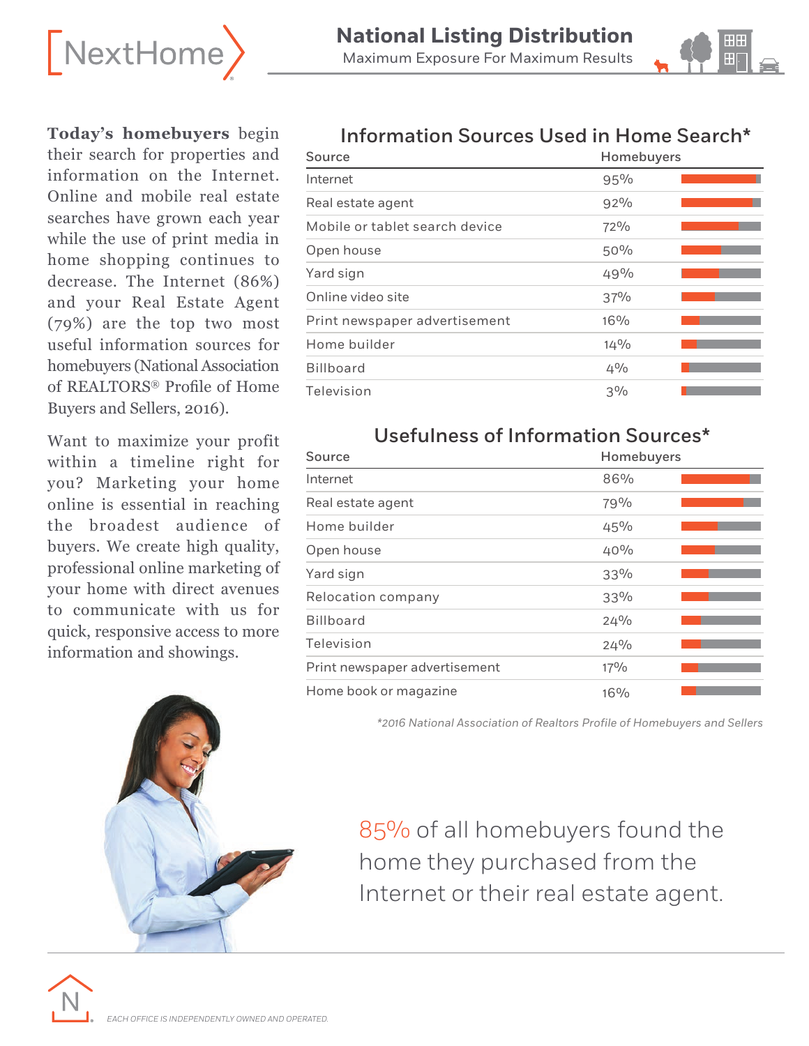# National Listing Distribution

Maximum Exposure For Maximum Results

**Today's homebuyers** begin their search for properties and information on the Internet. Online and mobile real estate searches have grown each year while the use of print media in home shopping continues to decrease. The Internet (86%) and your Real Estate Agent (79%) are the top two most useful information sources for homebuyers (National Association of REALTORS® Profile of Home Buyers and Sellers, 2016).

Want to maximize your profit within a timeline right for you? Marketing your home online is essential in reaching the broadest audience of buyers. We create high quality, professional online marketing of your home with direct avenues to communicate with us for quick, responsive access to more information and showings.

## Information Sources Used in Home Search*

| Source | Homebuyers |
|---|---|
| Internet | 95% |
| Real estate agent | 92% |
| Mobile or tablet search device | 72% |
| Open house | 50% |
| Yard sign | 49% |
| Online video site | 37% |
| Print newspaper advertisement | 16% |
| Home builder | 14% |
| Billboard | 4% |
| Television | 3% |

## Usefulness of Information Sources*

| Source | Homebuyers |
|---|---|
| Internet | 86% |
| Real estate agent | 79% |
| Home builder | 45% |
| Open house | 40% |
| Yard sign | 33% |
| Relocation company | 33% |
| Billboard | 24% |
| Television | 24% |
| Print newspaper advertisement | 17% |
| Home book or magazine | 16% |

*\*2016 National Association of Realtors Profile of Homebuyers and Sellers*

85% of all homebuyers found the home they purchased from the Internet or their real estate agent.

EACH OFFICE IS INDEPENDENTLY OWNED AND OPERATED.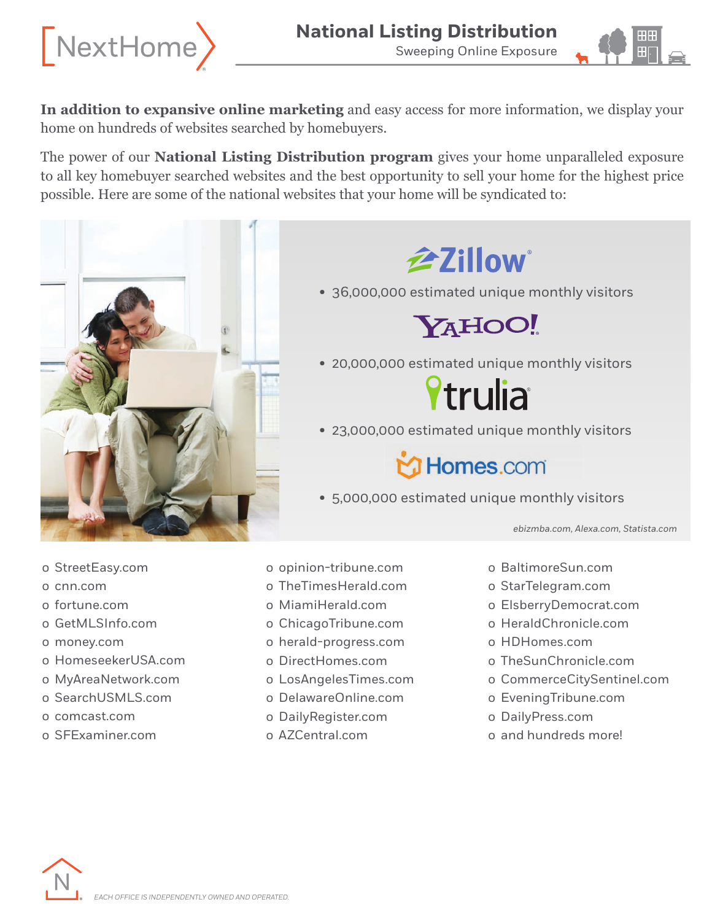# National Listing Distribution

Sweeping Online Exposure

**In addition to expansive online marketing** and easy access for more information, we display your home on hundreds of websites searched by homebuyers.

The power of our **National Listing Distribution program** gives your home unparalleled exposure to all key homebuyer searched websites and the best opportunity to sell your home for the highest price possible. Here are some of the national websites that your home will be syndicated to:

**Zillow**

- 36,000,000 estimated unique monthly visitors

**Yahoo!**

- 20,000,000 estimated unique monthly visitors

**trulia**

- 23,000,000 estimated unique monthly visitors

**Homes.com**

- 5,000,000 estimated unique monthly visitors

*ebizmba.com, Alexa.com, Statista.com*

- StreetEasy.com
- cnn.com
- fortune.com
- GetMLSInfo.com
- money.com
- HomeseekerUSA.com
- MyAreaNetwork.com
- SearchUSMLS.com
- comcast.com
- SFExaminer.com
- opinion-tribune.com
- TheTimesHerald.com
- MiamiHerald.com
- ChicagoTribune.com
- herald-progress.com
- DirectHomes.com
- LosAngelesTimes.com
- DelawareOnline.com
- DailyRegister.com
- AZCentral.com
- BaltimoreSun.com
- StarTelegram.com
- ElsberryDemocrat.com
- HeraldChronicle.com
- HDHomes.com
- TheSunChronicle.com
- CommerceCitySentinel.com
- EveningTribune.com
- DailyPress.com
- and hundreds more!

EACH OFFICE IS INDEPENDENTLY OWNED AND OPERATED.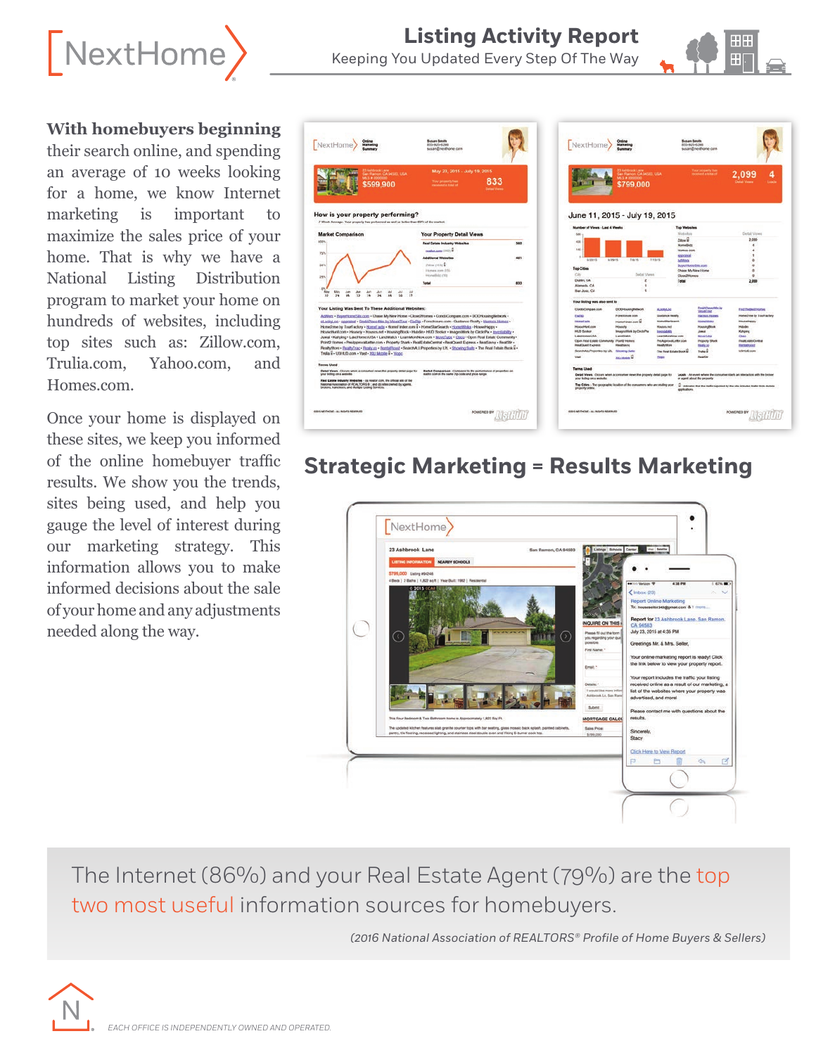# Listing Activity Report

Keeping You Updated Every Step Of The Way

**With homebuyers beginning** their search online, and spending an average of 10 weeks looking for a home, we know Internet marketing is important to maximize the sales price of your home. That is why we have a National Listing Distribution program to market your home on hundreds of websites, including top sites such as: Zillow.com, Trulia.com, Yahoo.com, and Homes.com.

Once your home is displayed on these sites, we keep you informed of the online homebuyer traffic results. We show you the trends, sites being used, and help you gauge the level of interest during our marketing strategy. This information allows you to make informed decisions about the sale of your home and any adjustments needed along the way.

## Strategic Marketing = Results Marketing

The Internet (86%) and your Real Estate Agent (79%) are the top two most useful information sources for homebuyers.

*(2016 National Association of REALTORS® Profile of Home Buyers & Sellers)*

EACH OFFICE IS INDEPENDENTLY OWNED AND OPERATED.